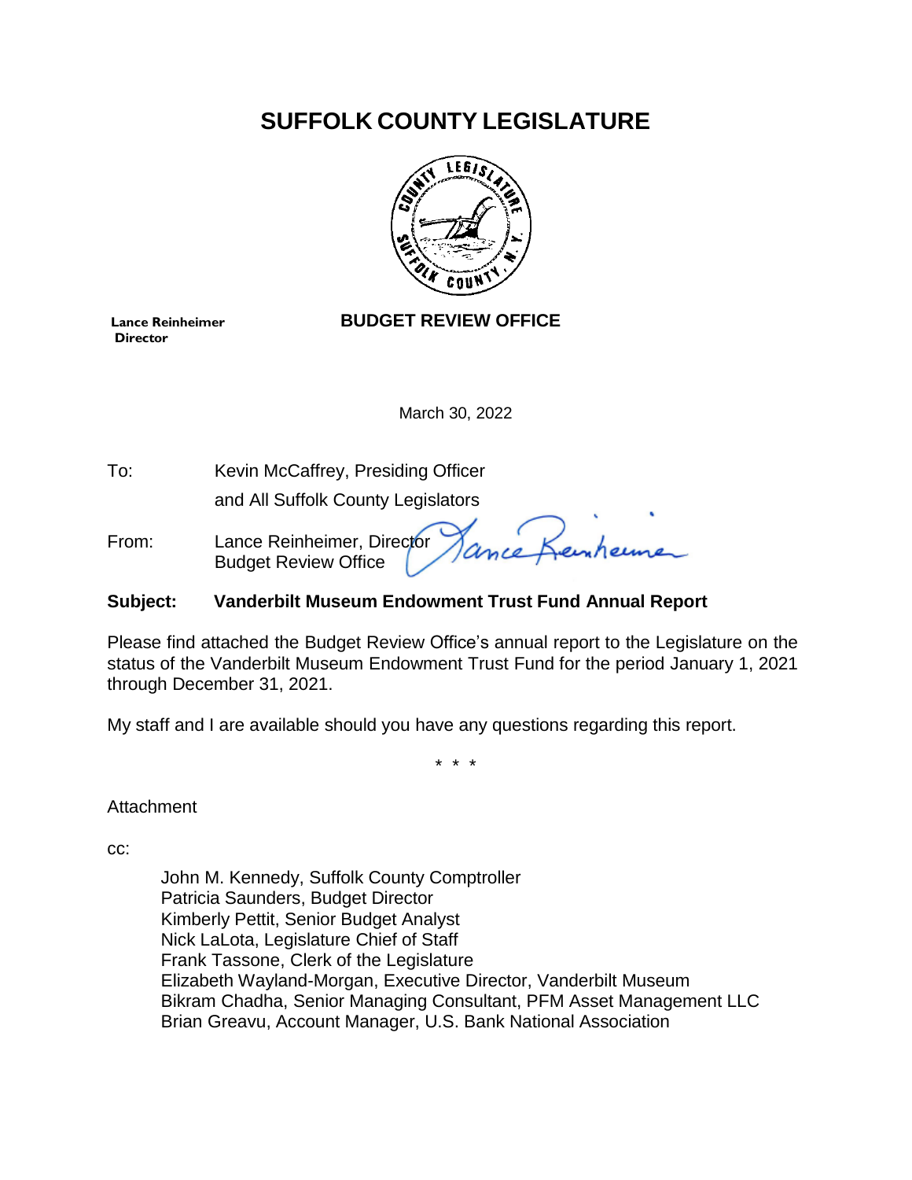# SUFFOLK COUNTY LEGISLATURE

**Lance Reinheimer**
**Director**

## BUDGET REVIEW OFFICE

March 30, 2022

To: Kevin McCaffrey, Presiding Officer
and All Suffolk County Legislators

From: Lance Reinheimer, Director
Budget Review Office

**Subject: Vanderbilt Museum Endowment Trust Fund Annual Report**

Please find attached the Budget Review Office's annual report to the Legislature on the status of the Vanderbilt Museum Endowment Trust Fund for the period January 1, 2021 through December 31, 2021.

My staff and I are available should you have any questions regarding this report.

\* \* \*

Attachment

cc:

John M. Kennedy, Suffolk County Comptroller
Patricia Saunders, Budget Director
Kimberly Pettit, Senior Budget Analyst
Nick LaLota, Legislature Chief of Staff
Frank Tassone, Clerk of the Legislature
Elizabeth Wayland-Morgan, Executive Director, Vanderbilt Museum
Bikram Chadha, Senior Managing Consultant, PFM Asset Management LLC
Brian Greavu, Account Manager, U.S. Bank National Association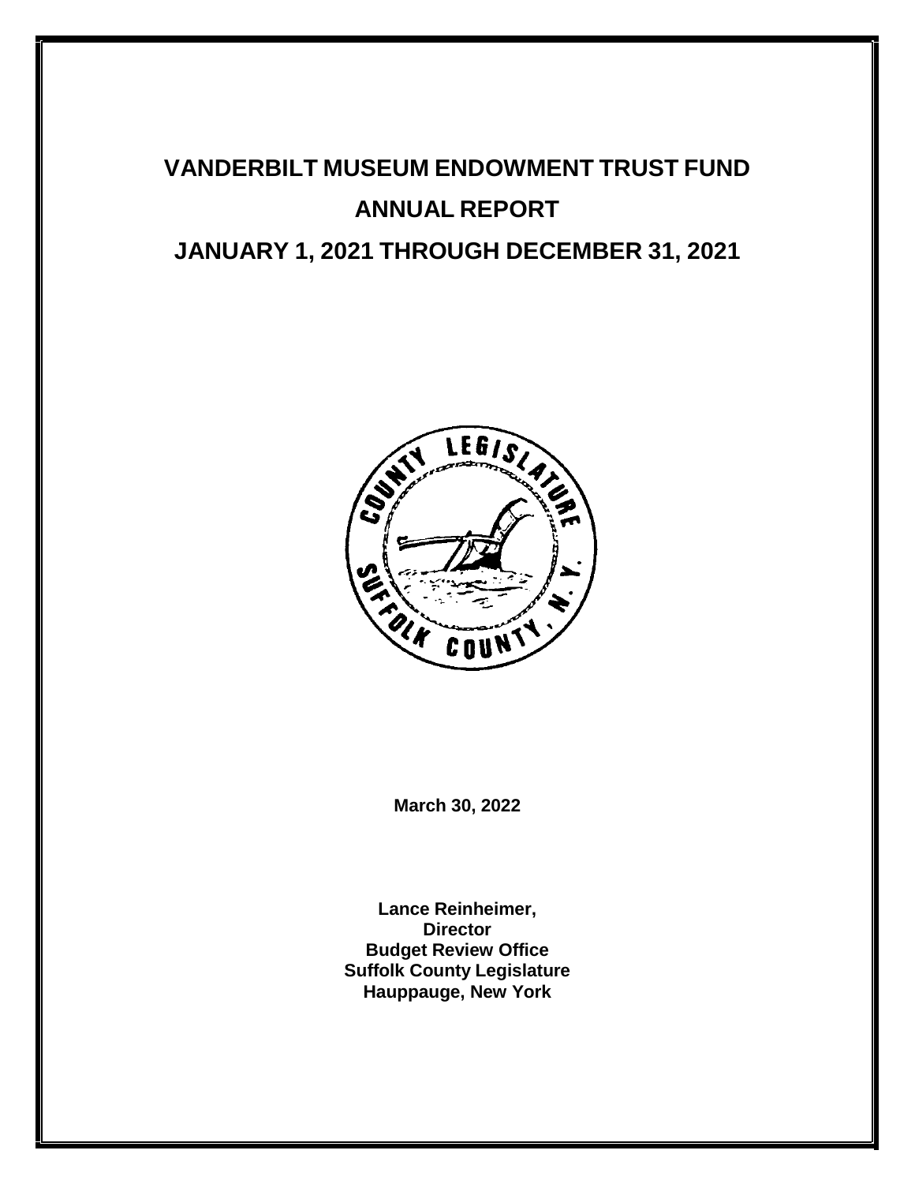# VANDERBILT MUSEUM ENDOWMENT TRUST FUND

# ANNUAL REPORT

# JANUARY 1, 2021 THROUGH DECEMBER 31, 2021

**March 30, 2022**

**Lance Reinheimer,**
**Director**
**Budget Review Office**
**Suffolk County Legislature**
**Hauppauge, New York**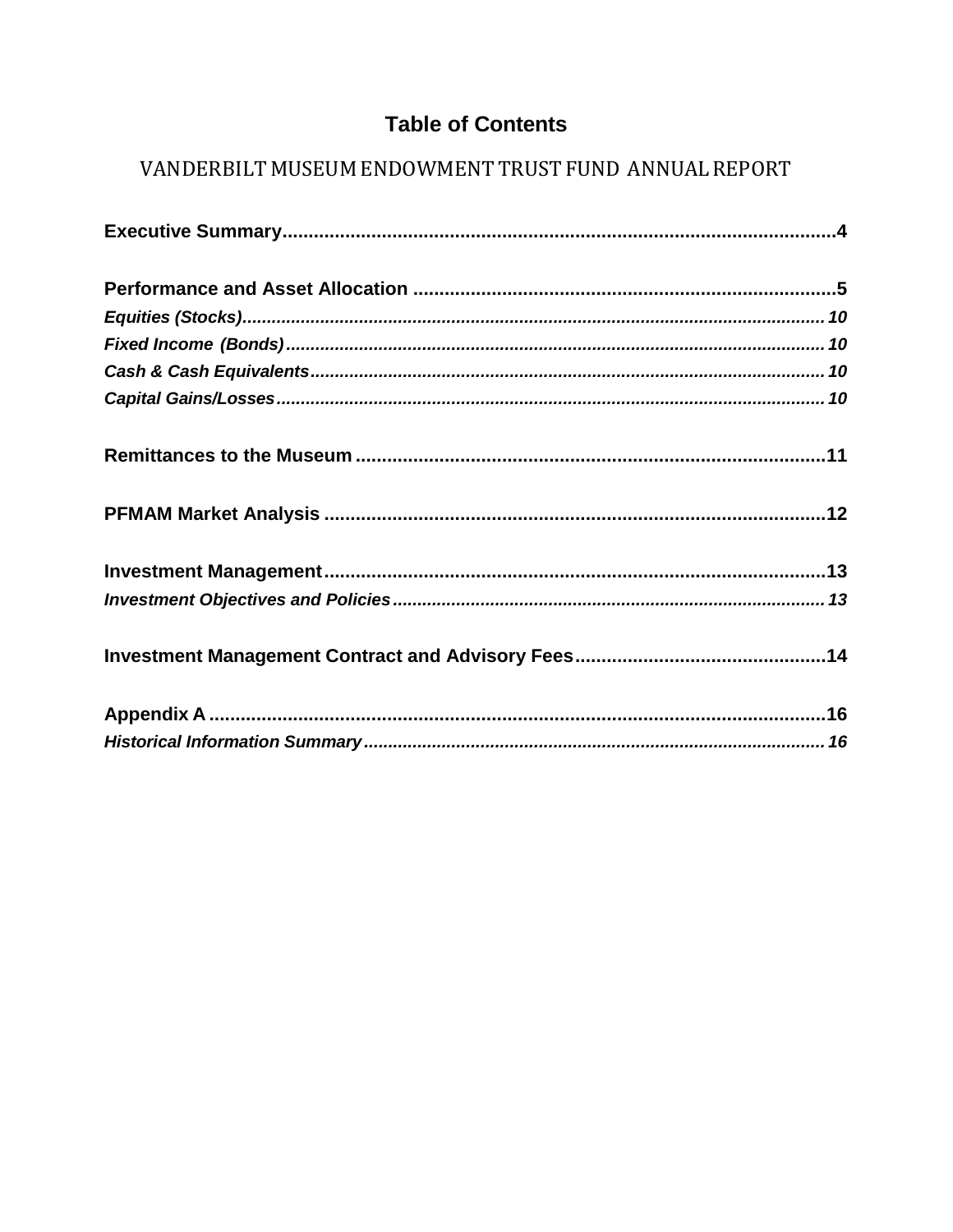# Table of Contents

## VANDERBILT MUSEUM ENDOWMENT TRUST FUND ANNUAL REPORT

**Executive Summary**......................................................................................4

**Performance and Asset Allocation** ............................................................5

*Equities (Stocks)*..............................................................................................10

*Fixed Income (Bonds)*.....................................................................................10

*Cash & Cash Equivalents*................................................................................10

*Capital Gains/Losses*.......................................................................................10

**Remittances to the Museum** .......................................................................11

**PFMAM Market Analysis** .............................................................................12

**Investment Management**..............................................................................13

*Investment Objectives and Policies*..............................................................13

**Investment Management Contract and Advisory Fees**..............................14

**Appendix A** ....................................................................................................16

*Historical Information Summary*....................................................................16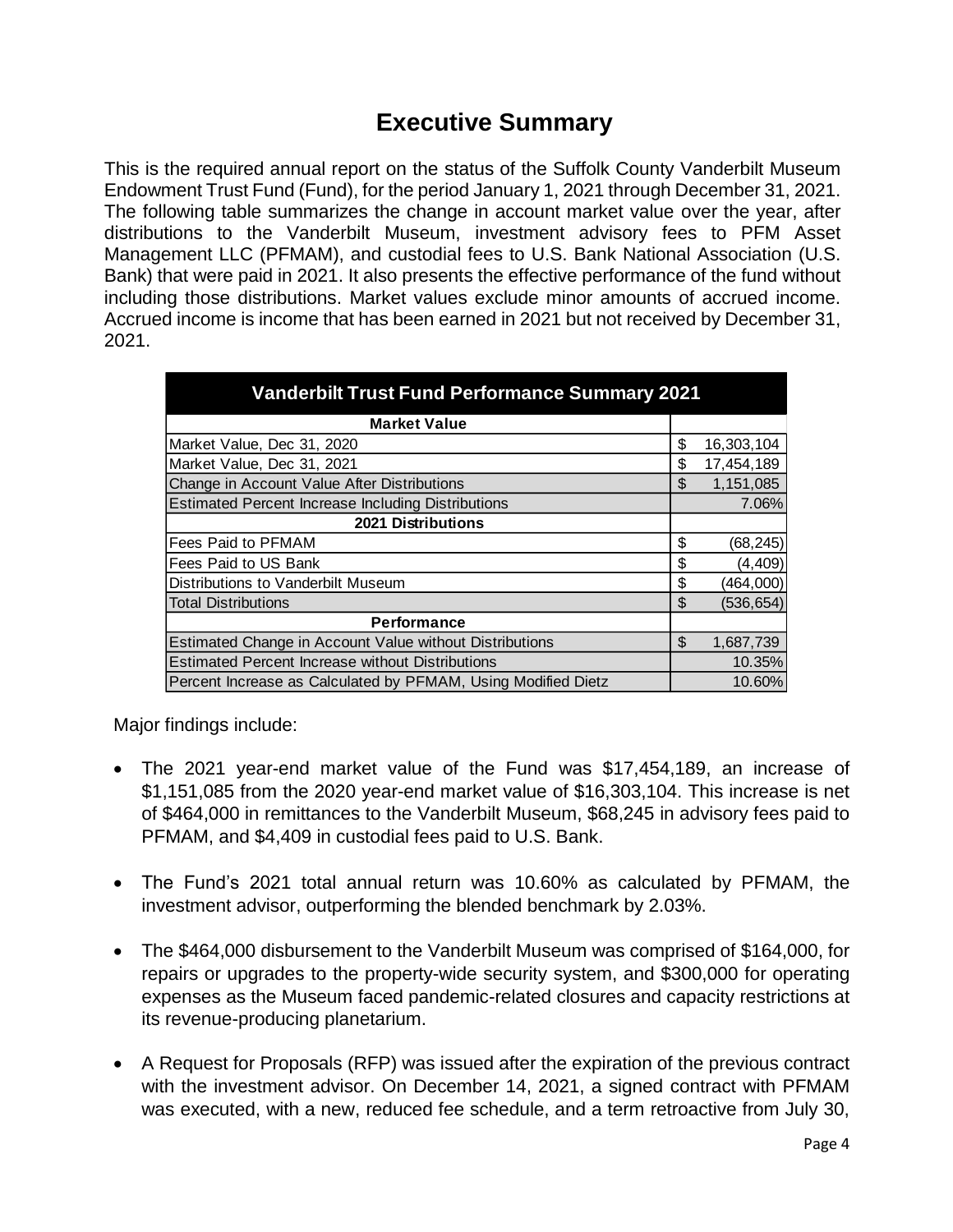# Executive Summary

This is the required annual report on the status of the Suffolk County Vanderbilt Museum Endowment Trust Fund (Fund), for the period January 1, 2021 through December 31, 2021. The following table summarizes the change in account market value over the year, after distributions to the Vanderbilt Museum, investment advisory fees to PFM Asset Management LLC (PFMAM), and custodial fees to U.S. Bank National Association (U.S. Bank) that were paid in 2021. It also presents the effective performance of the fund without including those distributions. Market values exclude minor amounts of accrued income. Accrued income is income that has been earned in 2021 but not received by December 31, 2021.

| Vanderbilt Trust Fund Performance Summary 2021 | |
|---|---|
| **Market Value** | |
| Market Value, Dec 31, 2020 | $ 16,303,104 |
| Market Value, Dec 31, 2021 | $ 17,454,189 |
| Change in Account Value After Distributions | $ 1,151,085 |
| Estimated Percent Increase Including Distributions | 7.06% |
| **2021 Distributions** | |
| Fees Paid to PFMAM | $ (68,245) |
| Fees Paid to US Bank | $ (4,409) |
| Distributions to Vanderbilt Museum | $ (464,000) |
| Total Distributions | $ (536,654) |
| **Performance** | |
| Estimated Change in Account Value without Distributions | $ 1,687,739 |
| Estimated Percent Increase without Distributions | 10.35% |
| Percent Increase as Calculated by PFMAM, Using Modified Dietz | 10.60% |

Major findings include:

- The 2021 year-end market value of the Fund was $17,454,189, an increase of $1,151,085 from the 2020 year-end market value of $16,303,104. This increase is net of $464,000 in remittances to the Vanderbilt Museum, $68,245 in advisory fees paid to PFMAM, and $4,409 in custodial fees paid to U.S. Bank.

- The Fund's 2021 total annual return was 10.60% as calculated by PFMAM, the investment advisor, outperforming the blended benchmark by 2.03%.

- The $464,000 disbursement to the Vanderbilt Museum was comprised of $164,000, for repairs or upgrades to the property-wide security system, and $300,000 for operating expenses as the Museum faced pandemic-related closures and capacity restrictions at its revenue-producing planetarium.

- A Request for Proposals (RFP) was issued after the expiration of the previous contract with the investment advisor. On December 14, 2021, a signed contract with PFMAM was executed, with a new, reduced fee schedule, and a term retroactive from July 30,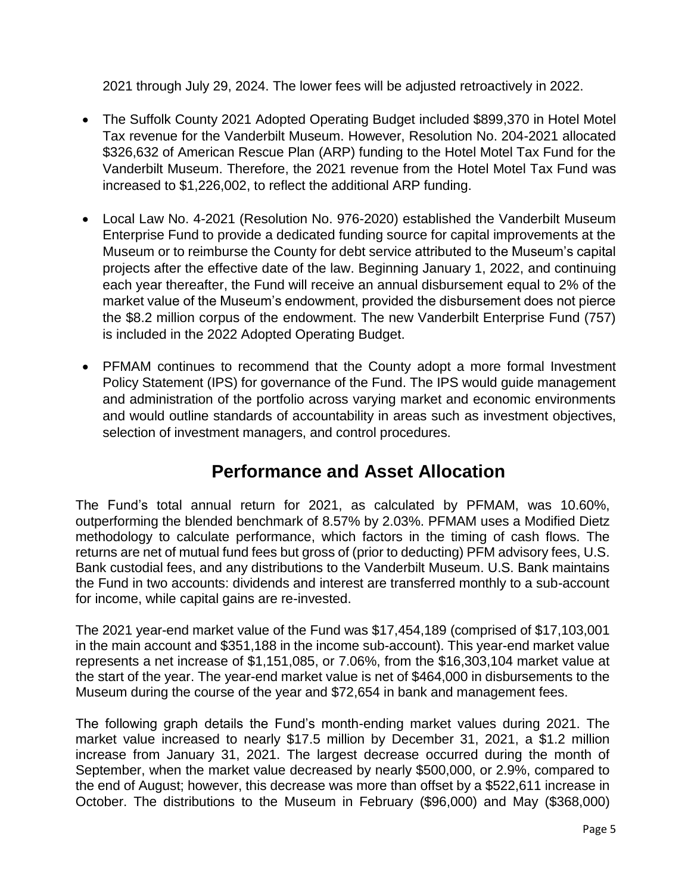2021 through July 29, 2024. The lower fees will be adjusted retroactively in 2022.

- The Suffolk County 2021 Adopted Operating Budget included $899,370 in Hotel Motel Tax revenue for the Vanderbilt Museum. However, Resolution No. 204-2021 allocated $326,632 of American Rescue Plan (ARP) funding to the Hotel Motel Tax Fund for the Vanderbilt Museum. Therefore, the 2021 revenue from the Hotel Motel Tax Fund was increased to $1,226,002, to reflect the additional ARP funding.
- Local Law No. 4-2021 (Resolution No. 976-2020) established the Vanderbilt Museum Enterprise Fund to provide a dedicated funding source for capital improvements at the Museum or to reimburse the County for debt service attributed to the Museum's capital projects after the effective date of the law. Beginning January 1, 2022, and continuing each year thereafter, the Fund will receive an annual disbursement equal to 2% of the market value of the Museum's endowment, provided the disbursement does not pierce the $8.2 million corpus of the endowment. The new Vanderbilt Enterprise Fund (757) is included in the 2022 Adopted Operating Budget.
- PFMAM continues to recommend that the County adopt a more formal Investment Policy Statement (IPS) for governance of the Fund. The IPS would guide management and administration of the portfolio across varying market and economic environments and would outline standards of accountability in areas such as investment objectives, selection of investment managers, and control procedures.

## Performance and Asset Allocation

The Fund's total annual return for 2021, as calculated by PFMAM, was 10.60%, outperforming the blended benchmark of 8.57% by 2.03%. PFMAM uses a Modified Dietz methodology to calculate performance, which factors in the timing of cash flows. The returns are net of mutual fund fees but gross of (prior to deducting) PFM advisory fees, U.S. Bank custodial fees, and any distributions to the Vanderbilt Museum. U.S. Bank maintains the Fund in two accounts: dividends and interest are transferred monthly to a sub-account for income, while capital gains are re-invested.

The 2021 year-end market value of the Fund was $17,454,189 (comprised of $17,103,001 in the main account and $351,188 in the income sub-account). This year-end market value represents a net increase of $1,151,085, or 7.06%, from the $16,303,104 market value at the start of the year. The year-end market value is net of $464,000 in disbursements to the Museum during the course of the year and $72,654 in bank and management fees.

The following graph details the Fund's month-ending market values during 2021. The market value increased to nearly $17.5 million by December 31, 2021, a $1.2 million increase from January 31, 2021. The largest decrease occurred during the month of September, when the market value decreased by nearly $500,000, or 2.9%, compared to the end of August; however, this decrease was more than offset by a $522,611 increase in October. The distributions to the Museum in February ($96,000) and May ($368,000)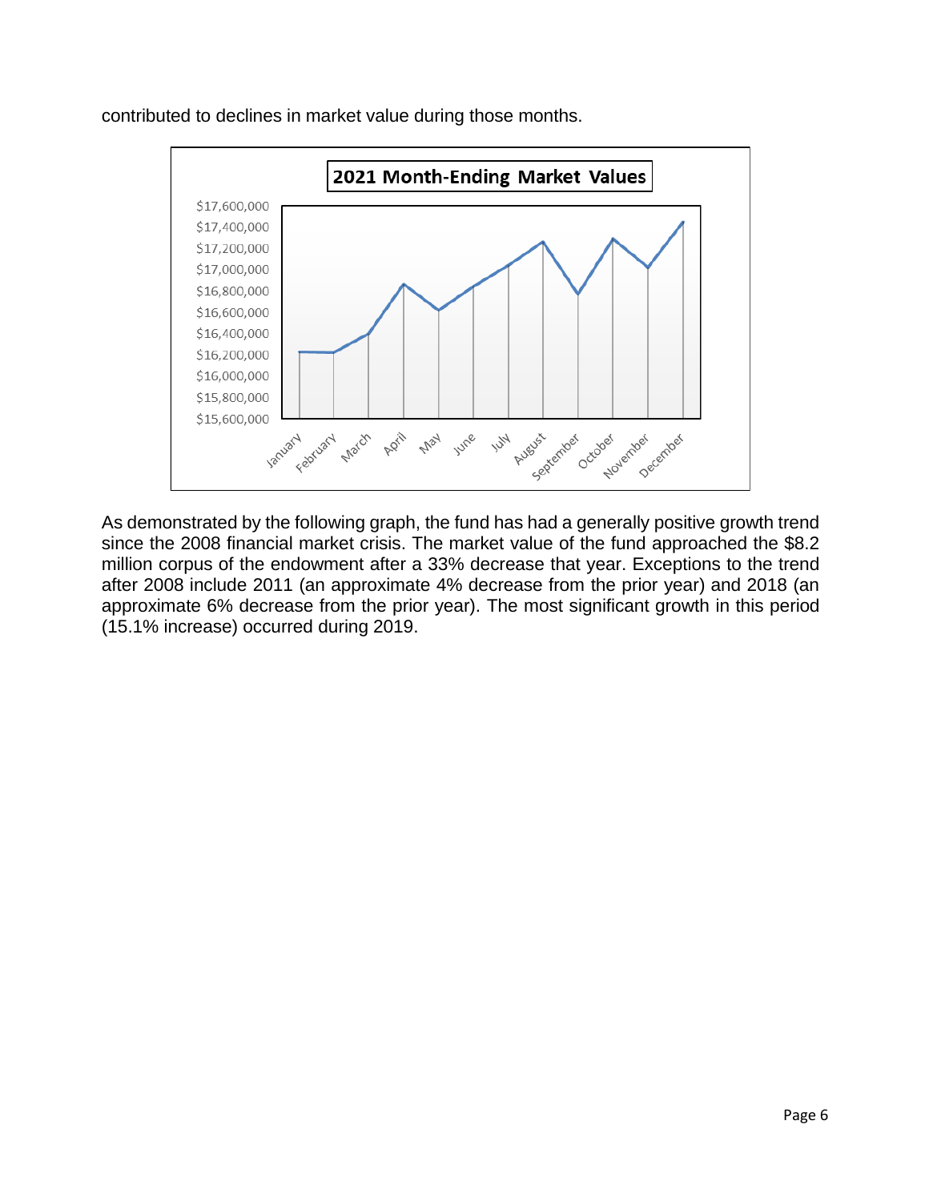contributed to declines in market value during those months.

As demonstrated by the following graph, the fund has had a generally positive growth trend since the 2008 financial market crisis. The market value of the fund approached the $8.2 million corpus of the endowment after a 33% decrease that year. Exceptions to the trend after 2008 include 2011 (an approximate 4% decrease from the prior year) and 2018 (an approximate 6% decrease from the prior year). The most significant growth in this period (15.1% increase) occurred during 2019.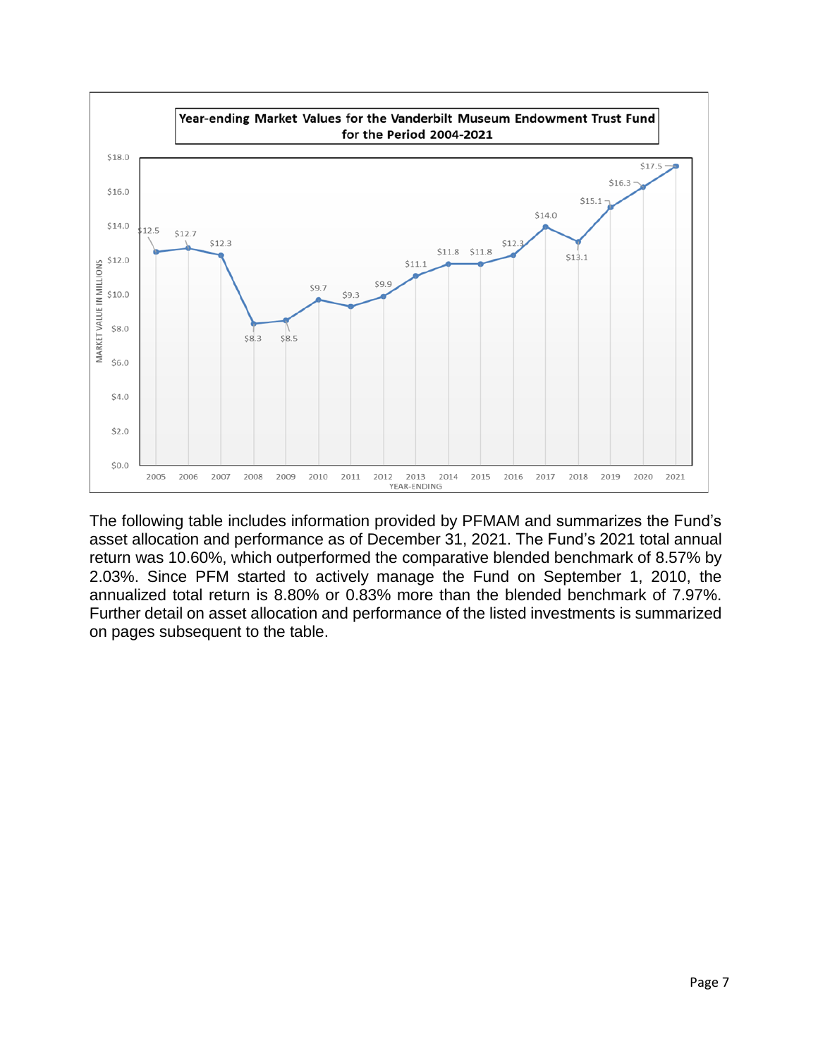**Year-ending Market Values for the Vanderbilt Museum Endowment Trust Fund for the Period 2004-2021**

| Year-Ending | Market Value (in millions) |
|---|---|
| 2005 | $12.5 |
| 2006 | $12.7 |
| 2007 | $12.3 |
| 2008 | $8.3 |
| 2009 | $8.5 |
| 2010 | $9.7 |
| 2011 | $9.3 |
| 2012 | $9.9 |
| 2013 | $11.1 |
| 2014 | $11.8 |
| 2015 | $11.8 |
| 2016 | $12.3 |
| 2017 | $14.0 |
| 2018 | $13.1 |
| 2019 | $15.1 |
| 2020 | $16.3 |
| 2021 | $17.5 |

The following table includes information provided by PFMAM and summarizes the Fund's asset allocation and performance as of December 31, 2021. The Fund's 2021 total annual return was 10.60%, which outperformed the comparative blended benchmark of 8.57% by 2.03%. Since PFM started to actively manage the Fund on September 1, 2010, the annualized total return is 8.80% or 0.83% more than the blended benchmark of 7.97%. Further detail on asset allocation and performance of the listed investments is summarized on pages subsequent to the table.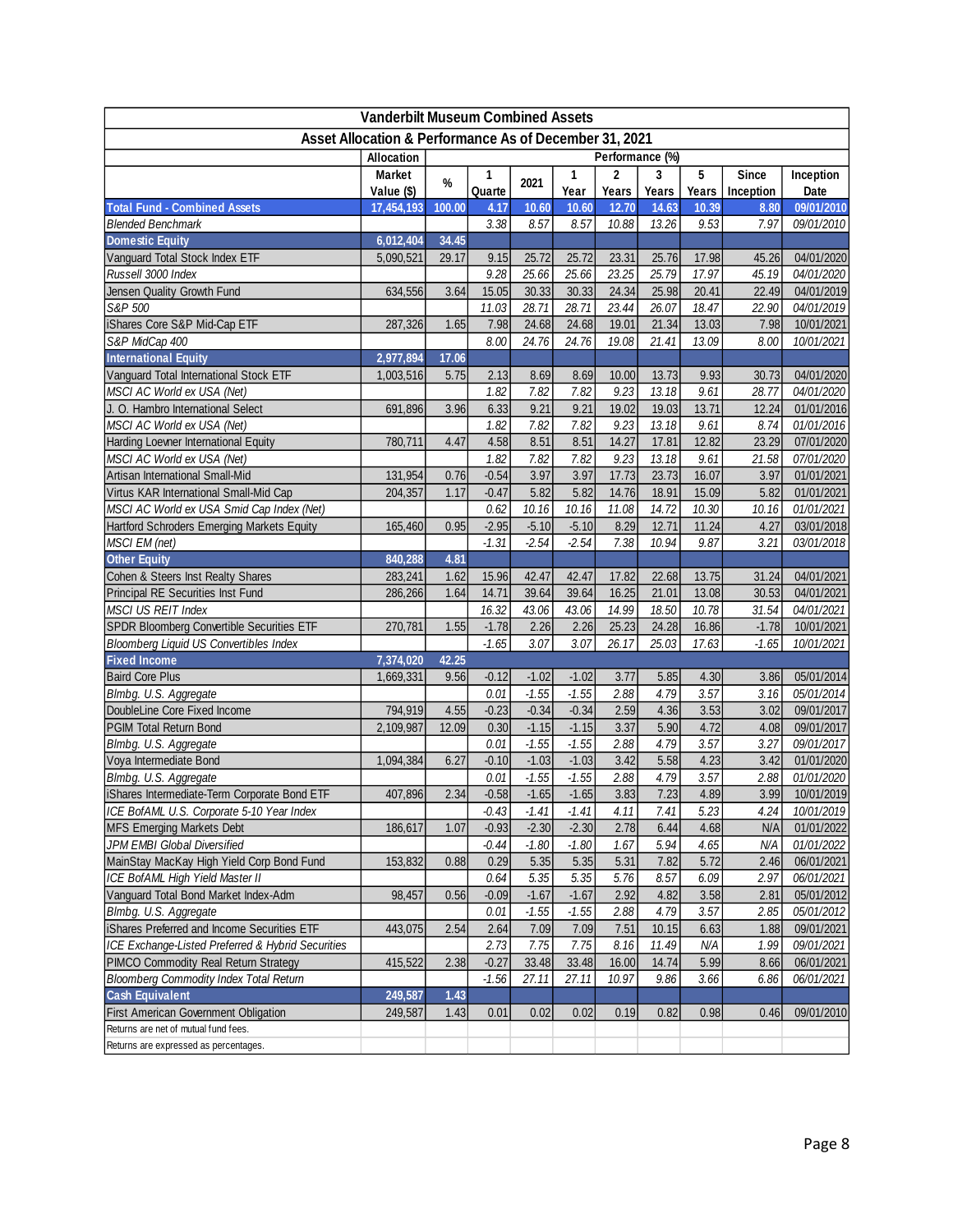| Vanderbilt Museum Combined Assets | | | | | | | | | | | |
|---|---|---|---|---|---|---|---|---|---|---|---|
| Asset Allocation & Performance As of December 31, 2021 | | | | | | | | | | | |
| | Allocation | | Performance (%) | | | | | | | | |
| | Market Value ($) | % | 1 Quarte | 2021 | 1 Year | 2 Years | 3 Years | 5 Years | Since Inception | Inception Date |
| **Total Fund - Combined Assets** | **17,454,193** | **100.00** | **4.17** | **10.60** | **10.60** | **12.70** | **14.63** | **10.39** | **8.80** | **09/01/2010** |
| *Blended Benchmark* | | | *3.38* | *8.57* | *8.57* | *10.88* | *13.26* | *9.53* | *7.97* | *09/01/2010* |
| **Domestic Equity** | **6,012,404** | **34.45** | | | | | | | | |
| Vanguard Total Stock Index ETF | 5,090,521 | 29.17 | 9.15 | 25.72 | 25.72 | 23.31 | 25.76 | 17.98 | 45.26 | 04/01/2020 |
| *Russell 3000 Index* | | | *9.28* | *25.66* | *25.66* | *23.25* | *25.79* | *17.97* | *45.19* | *04/01/2020* |
| Jensen Quality Growth Fund | 634,556 | 3.64 | 15.05 | 30.33 | 30.33 | 24.34 | 25.98 | 20.41 | 22.49 | 04/01/2019 |
| *S&P 500* | | | *11.03* | *28.71* | *28.71* | *23.44* | *26.07* | *18.47* | *22.90* | *04/01/2019* |
| iShares Core S&P Mid-Cap ETF | 287,326 | 1.65 | 7.98 | 24.68 | 24.68 | 19.01 | 21.34 | 13.03 | 7.98 | 10/01/2021 |
| *S&P MidCap 400* | | | *8.00* | *24.76* | *24.76* | *19.08* | *21.41* | *13.09* | *8.00* | *10/01/2021* |
| **International Equity** | **2,977,894** | **17.06** | | | | | | | | |
| Vanguard Total International Stock ETF | 1,003,516 | 5.75 | 2.13 | 8.69 | 8.69 | 10.00 | 13.73 | 9.93 | 30.73 | 04/01/2020 |
| *MSCI AC World ex USA (Net)* | | | *1.82* | *7.82* | *7.82* | *9.23* | *13.18* | *9.61* | *28.77* | *04/01/2020* |
| J. O. Hambro International Select | 691,896 | 3.96 | 6.33 | 9.21 | 9.21 | 19.02 | 19.03 | 13.71 | 12.24 | 01/01/2016 |
| *MSCI AC World ex USA (Net)* | | | *1.82* | *7.82* | *7.82* | *9.23* | *13.18* | *9.61* | *8.74* | *01/01/2016* |
| Harding Loevner International Equity | 780,711 | 4.47 | 4.58 | 8.51 | 8.51 | 14.27 | 17.81 | 12.82 | 23.29 | 07/01/2020 |
| *MSCI AC World ex USA (Net)* | | | *1.82* | *7.82* | *7.82* | *9.23* | *13.18* | *9.61* | *21.58* | *07/01/2020* |
| Artisan International Small-Mid | 131,954 | 0.76 | -0.54 | 3.97 | 3.97 | 17.73 | 23.73 | 16.07 | 3.97 | 01/01/2021 |
| Virtus KAR International Small-Mid Cap | 204,357 | 1.17 | -0.47 | 5.82 | 5.82 | 14.76 | 18.91 | 15.09 | 5.82 | 01/01/2021 |
| *MSCI AC World ex USA Smid Cap Index (Net)* | | | *0.62* | *10.16* | *10.16* | *11.08* | *14.72* | *10.30* | *10.16* | *01/01/2021* |
| Hartford Schroders Emerging Markets Equity | 165,460 | 0.95 | -2.95 | -5.10 | -5.10 | 8.29 | 12.71 | 11.24 | 4.27 | 03/01/2018 |
| *MSCI EM (net)* | | | *-1.31* | *-2.54* | *-2.54* | *7.38* | *10.94* | *9.87* | *3.21* | *03/01/2018* |
| **Other Equity** | **840,288** | **4.81** | | | | | | | | |
| Cohen & Steers Inst Realty Shares | 283,241 | 1.62 | 15.96 | 42.47 | 42.47 | 17.82 | 22.68 | 13.75 | 31.24 | 04/01/2021 |
| Principal RE Securities Inst Fund | 286,266 | 1.64 | 14.71 | 39.64 | 39.64 | 16.25 | 21.01 | 13.08 | 30.53 | 04/01/2021 |
| *MSCI US REIT Index* | | | *16.32* | *43.06* | *43.06* | *14.99* | *18.50* | *10.78* | *31.54* | *04/01/2021* |
| SPDR Bloomberg Convertible Securities ETF | 270,781 | 1.55 | -1.78 | 2.26 | 2.26 | 25.23 | 24.28 | 16.86 | -1.78 | 10/01/2021 |
| *Bloomberg Liquid US Convertibles Index* | | | *-1.65* | *3.07* | *3.07* | *26.17* | *25.03* | *17.63* | *-1.65* | *10/01/2021* |
| **Fixed Income** | **7,374,020** | **42.25** | | | | | | | | |
| Baird Core Plus | 1,669,331 | 9.56 | -0.12 | -1.02 | -1.02 | 3.77 | 5.85 | 4.30 | 3.86 | 05/01/2014 |
| *Blmbg. U.S. Aggregate* | | | *0.01* | *-1.55* | *-1.55* | *2.88* | *4.79* | *3.57* | *3.16* | *05/01/2014* |
| DoubleLine Core Fixed Income | 794,919 | 4.55 | -0.23 | -0.34 | -0.34 | 2.59 | 4.36 | 3.53 | 3.02 | 09/01/2017 |
| PGIM Total Return Bond | 2,109,987 | 12.09 | 0.30 | -1.15 | -1.15 | 3.37 | 5.90 | 4.72 | 4.08 | 09/01/2017 |
| *Blmbg. U.S. Aggregate* | | | *0.01* | *-1.55* | *-1.55* | *2.88* | *4.79* | *3.57* | *3.27* | *09/01/2017* |
| Voya Intermediate Bond | 1,094,384 | 6.27 | -0.10 | -1.03 | -1.03 | 3.42 | 5.58 | 4.23 | 3.42 | 01/01/2020 |
| *Blmbg. U.S. Aggregate* | | | *0.01* | *-1.55* | *-1.55* | *2.88* | *4.79* | *3.57* | *2.88* | *01/01/2020* |
| iShares Intermediate-Term Corporate Bond ETF | 407,896 | 2.34 | -0.58 | -1.65 | -1.65 | 3.83 | 7.23 | 4.89 | 3.99 | 10/01/2019 |
| *ICE BofAML U.S. Corporate 5-10 Year Index* | | | *-0.43* | *-1.41* | *-1.41* | *4.11* | *7.41* | *5.23* | *4.24* | *10/01/2019* |
| MFS Emerging Markets Debt | 186,617 | 1.07 | -0.93 | -2.30 | -2.30 | 2.78 | 6.44 | 4.68 | N/A | 01/01/2022 |
| *JPM EMBI Global Diversified* | | | *-0.44* | *-1.80* | *-1.80* | *1.67* | *5.94* | *4.65* | *N/A* | *01/01/2022* |
| MainStay MacKay High Yield Corp Bond Fund | 153,832 | 0.88 | 0.29 | 5.35 | 5.35 | 5.31 | 7.82 | 5.72 | 2.46 | 06/01/2021 |
| *ICE BofAML High Yield Master II* | | | *0.64* | *5.35* | *5.35* | *5.76* | *8.57* | *6.09* | *2.97* | *06/01/2021* |
| Vanguard Total Bond Market Index-Adm | 98,457 | 0.56 | -0.09 | -1.67 | -1.67 | 2.92 | 4.82 | 3.58 | 2.81 | 05/01/2012 |
| *Blmbg. U.S. Aggregate* | | | *0.01* | *-1.55* | *-1.55* | *2.88* | *4.79* | *3.57* | *2.85* | *05/01/2012* |
| iShares Preferred and Income Securities ETF | 443,075 | 2.54 | 2.64 | 7.09 | 7.09 | 7.51 | 10.15 | 6.63 | 1.88 | 09/01/2021 |
| *ICE Exchange-Listed Preferred & Hybrid Securities* | | | *2.73* | *7.75* | *7.75* | *8.16* | *11.49* | *N/A* | *1.99* | *09/01/2021* |
| PIMCO Commodity Real Return Strategy | 415,522 | 2.38 | -0.27 | 33.48 | 33.48 | 16.00 | 14.74 | 5.99 | 8.66 | 06/01/2021 |
| *Bloomberg Commodity Index Total Return* | | | *-1.56* | *27.11* | *27.11* | *10.97* | *9.86* | *3.66* | *6.86* | *06/01/2021* |
| **Cash Equivalent** | **249,587** | **1.43** | | | | | | | | |
| First American Government Obligation | 249,587 | 1.43 | 0.01 | 0.02 | 0.02 | 0.19 | 0.82 | 0.98 | 0.46 | 09/01/2010 |
| Returns are net of mutual fund fees. | | | | | | | | | | |
| Returns are expressed as percentages. | | | | | | | | | | |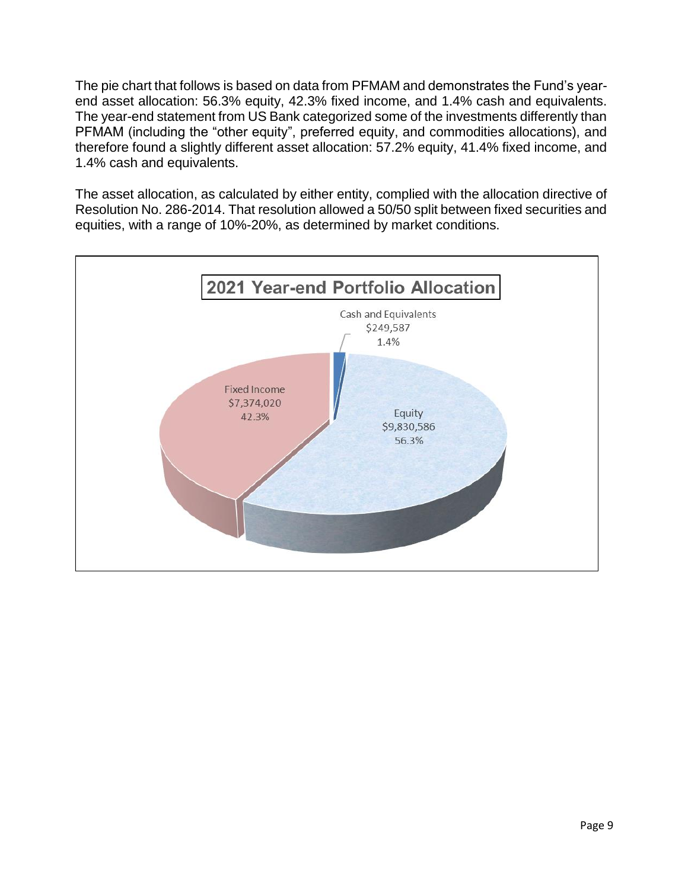The pie chart that follows is based on data from PFMAM and demonstrates the Fund's year-end asset allocation: 56.3% equity, 42.3% fixed income, and 1.4% cash and equivalents. The year-end statement from US Bank categorized some of the investments differently than PFMAM (including the "other equity", preferred equity, and commodities allocations), and therefore found a slightly different asset allocation: 57.2% equity, 41.4% fixed income, and 1.4% cash and equivalents.

The asset allocation, as calculated by either entity, complied with the allocation directive of Resolution No. 286-2014. That resolution allowed a 50/50 split between fixed securities and equities, with a range of 10%-20%, as determined by market conditions.

**2021 Year-end Portfolio Allocation**

| Category | Amount | Percent |
| --- | --- | --- |
| Cash and Equivalents | $249,587 | 1.4% |
| Fixed Income | $7,374,020 | 42.3% |
| Equity | $9,830,586 | 56.3% |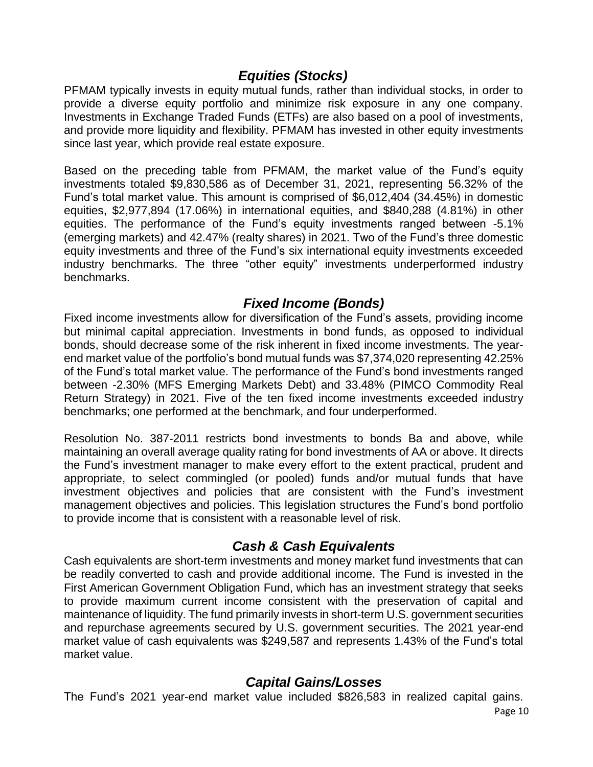## *Equities (Stocks)*

PFMAM typically invests in equity mutual funds, rather than individual stocks, in order to provide a diverse equity portfolio and minimize risk exposure in any one company. Investments in Exchange Traded Funds (ETFs) are also based on a pool of investments, and provide more liquidity and flexibility. PFMAM has invested in other equity investments since last year, which provide real estate exposure.

Based on the preceding table from PFMAM, the market value of the Fund's equity investments totaled $9,830,586 as of December 31, 2021, representing 56.32% of the Fund's total market value. This amount is comprised of $6,012,404 (34.45%) in domestic equities, $2,977,894 (17.06%) in international equities, and $840,288 (4.81%) in other equities. The performance of the Fund's equity investments ranged between -5.1% (emerging markets) and 42.47% (realty shares) in 2021. Two of the Fund's three domestic equity investments and three of the Fund's six international equity investments exceeded industry benchmarks. The three "other equity" investments underperformed industry benchmarks.

## *Fixed Income (Bonds)*

Fixed income investments allow for diversification of the Fund's assets, providing income but minimal capital appreciation. Investments in bond funds, as opposed to individual bonds, should decrease some of the risk inherent in fixed income investments. The year-end market value of the portfolio's bond mutual funds was $7,374,020 representing 42.25% of the Fund's total market value. The performance of the Fund's bond investments ranged between -2.30% (MFS Emerging Markets Debt) and 33.48% (PIMCO Commodity Real Return Strategy) in 2021. Five of the ten fixed income investments exceeded industry benchmarks; one performed at the benchmark, and four underperformed.

Resolution No. 387-2011 restricts bond investments to bonds Ba and above, while maintaining an overall average quality rating for bond investments of AA or above. It directs the Fund's investment manager to make every effort to the extent practical, prudent and appropriate, to select commingled (or pooled) funds and/or mutual funds that have investment objectives and policies that are consistent with the Fund's investment management objectives and policies. This legislation structures the Fund's bond portfolio to provide income that is consistent with a reasonable level of risk.

## *Cash & Cash Equivalents*

Cash equivalents are short-term investments and money market fund investments that can be readily converted to cash and provide additional income. The Fund is invested in the First American Government Obligation Fund, which has an investment strategy that seeks to provide maximum current income consistent with the preservation of capital and maintenance of liquidity. The fund primarily invests in short-term U.S. government securities and repurchase agreements secured by U.S. government securities. The 2021 year-end market value of cash equivalents was $249,587 and represents 1.43% of the Fund's total market value.

## *Capital Gains/Losses*

The Fund's 2021 year-end market value included $826,583 in realized capital gains.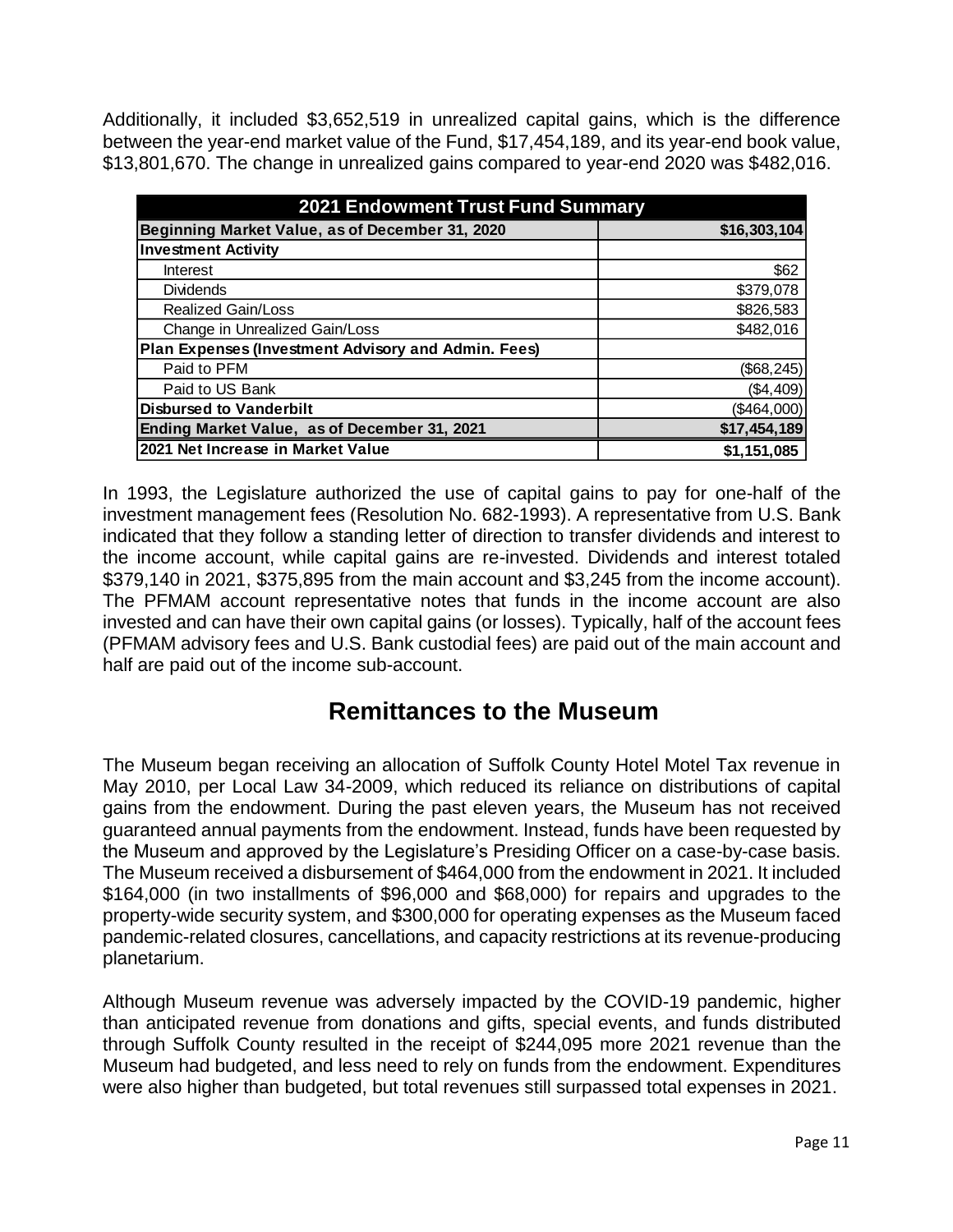Additionally, it included $3,652,519 in unrealized capital gains, which is the difference between the year-end market value of the Fund, $17,454,189, and its year-end book value, $13,801,670. The change in unrealized gains compared to year-end 2020 was $482,016.

| 2021 Endowment Trust Fund Summary | |
|---|---|
| **Beginning Market Value, as of December 31, 2020** | **$16,303,104** |
| **Investment Activity** | |
| Interest | $62 |
| Dividends | $379,078 |
| Realized Gain/Loss | $826,583 |
| Change in Unrealized Gain/Loss | $482,016 |
| **Plan Expenses (Investment Advisory and Admin. Fees)** | |
| Paid to PFM | ($68,245) |
| Paid to US Bank | ($4,409) |
| **Disbursed to Vanderbilt** | ($464,000) |
| **Ending Market Value, as of December 31, 2021** | **$17,454,189** |
| **2021 Net Increase in Market Value** | **$1,151,085** |

In 1993, the Legislature authorized the use of capital gains to pay for one-half of the investment management fees (Resolution No. 682-1993). A representative from U.S. Bank indicated that they follow a standing letter of direction to transfer dividends and interest to the income account, while capital gains are re-invested. Dividends and interest totaled $379,140 in 2021, $375,895 from the main account and $3,245 from the income account). The PFMAM account representative notes that funds in the income account are also invested and can have their own capital gains (or losses). Typically, half of the account fees (PFMAM advisory fees and U.S. Bank custodial fees) are paid out of the main account and half are paid out of the income sub-account.

## Remittances to the Museum

The Museum began receiving an allocation of Suffolk County Hotel Motel Tax revenue in May 2010, per Local Law 34-2009, which reduced its reliance on distributions of capital gains from the endowment. During the past eleven years, the Museum has not received guaranteed annual payments from the endowment. Instead, funds have been requested by the Museum and approved by the Legislature's Presiding Officer on a case-by-case basis. The Museum received a disbursement of $464,000 from the endowment in 2021. It included $164,000 (in two installments of $96,000 and $68,000) for repairs and upgrades to the property-wide security system, and $300,000 for operating expenses as the Museum faced pandemic-related closures, cancellations, and capacity restrictions at its revenue-producing planetarium.

Although Museum revenue was adversely impacted by the COVID-19 pandemic, higher than anticipated revenue from donations and gifts, special events, and funds distributed through Suffolk County resulted in the receipt of $244,095 more 2021 revenue than the Museum had budgeted, and less need to rely on funds from the endowment. Expenditures were also higher than budgeted, but total revenues still surpassed total expenses in 2021.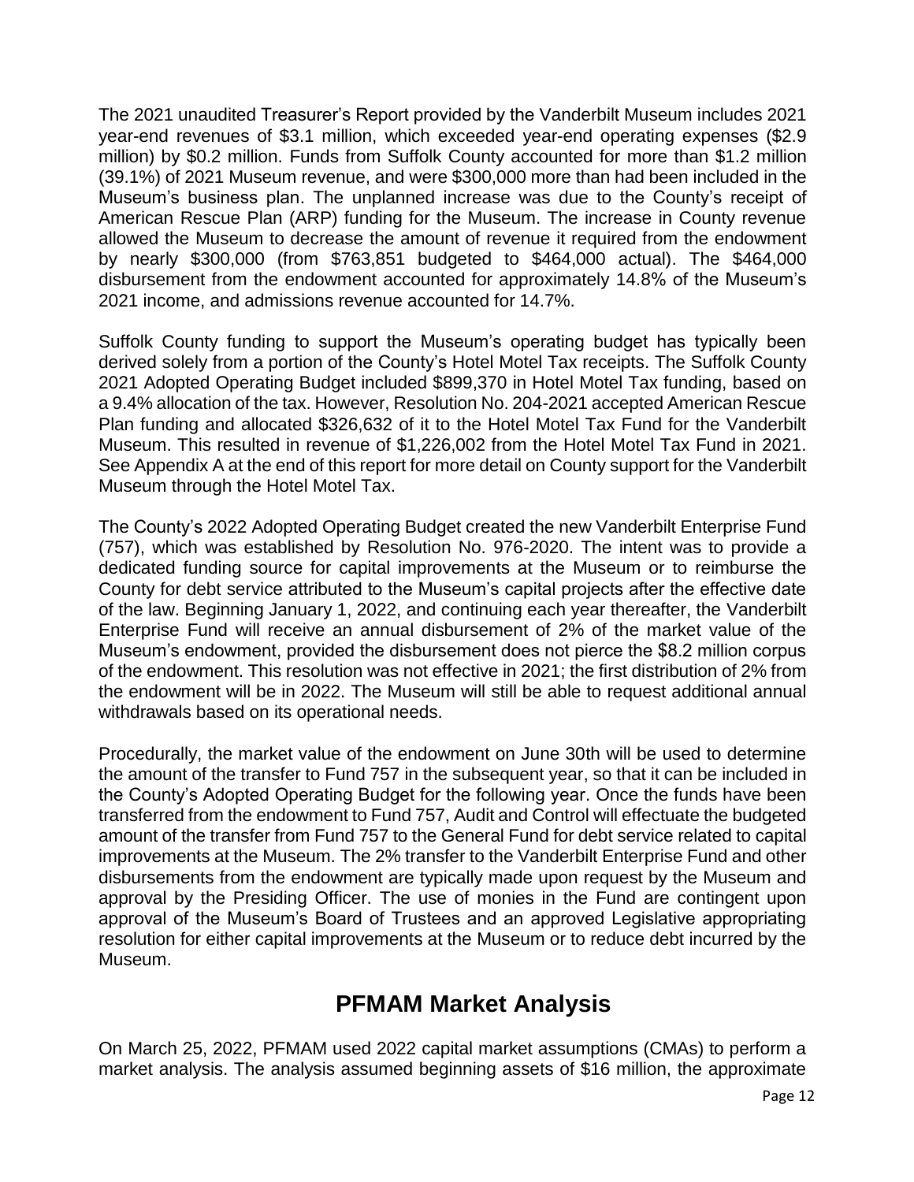The 2021 unaudited Treasurer's Report provided by the Vanderbilt Museum includes 2021 year-end revenues of $3.1 million, which exceeded year-end operating expenses ($2.9 million) by $0.2 million. Funds from Suffolk County accounted for more than $1.2 million (39.1%) of 2021 Museum revenue, and were $300,000 more than had been included in the Museum's business plan. The unplanned increase was due to the County's receipt of American Rescue Plan (ARP) funding for the Museum. The increase in County revenue allowed the Museum to decrease the amount of revenue it required from the endowment by nearly $300,000 (from $763,851 budgeted to $464,000 actual). The $464,000 disbursement from the endowment accounted for approximately 14.8% of the Museum's 2021 income, and admissions revenue accounted for 14.7%.

Suffolk County funding to support the Museum's operating budget has typically been derived solely from a portion of the County's Hotel Motel Tax receipts. The Suffolk County 2021 Adopted Operating Budget included $899,370 in Hotel Motel Tax funding, based on a 9.4% allocation of the tax. However, Resolution No. 204-2021 accepted American Rescue Plan funding and allocated $326,632 of it to the Hotel Motel Tax Fund for the Vanderbilt Museum. This resulted in revenue of $1,226,002 from the Hotel Motel Tax Fund in 2021. See Appendix A at the end of this report for more detail on County support for the Vanderbilt Museum through the Hotel Motel Tax.

The County's 2022 Adopted Operating Budget created the new Vanderbilt Enterprise Fund (757), which was established by Resolution No. 976-2020. The intent was to provide a dedicated funding source for capital improvements at the Museum or to reimburse the County for debt service attributed to the Museum's capital projects after the effective date of the law. Beginning January 1, 2022, and continuing each year thereafter, the Vanderbilt Enterprise Fund will receive an annual disbursement of 2% of the market value of the Museum's endowment, provided the disbursement does not pierce the $8.2 million corpus of the endowment. This resolution was not effective in 2021; the first distribution of 2% from the endowment will be in 2022. The Museum will still be able to request additional annual withdrawals based on its operational needs.

Procedurally, the market value of the endowment on June 30th will be used to determine the amount of the transfer to Fund 757 in the subsequent year, so that it can be included in the County's Adopted Operating Budget for the following year. Once the funds have been transferred from the endowment to Fund 757, Audit and Control will effectuate the budgeted amount of the transfer from Fund 757 to the General Fund for debt service related to capital improvements at the Museum. The 2% transfer to the Vanderbilt Enterprise Fund and other disbursements from the endowment are typically made upon request by the Museum and approval by the Presiding Officer. The use of monies in the Fund are contingent upon approval of the Museum's Board of Trustees and an approved Legislative appropriating resolution for either capital improvements at the Museum or to reduce debt incurred by the Museum.

## PFMAM Market Analysis

On March 25, 2022, PFMAM used 2022 capital market assumptions (CMAs) to perform a market analysis. The analysis assumed beginning assets of $16 million, the approximate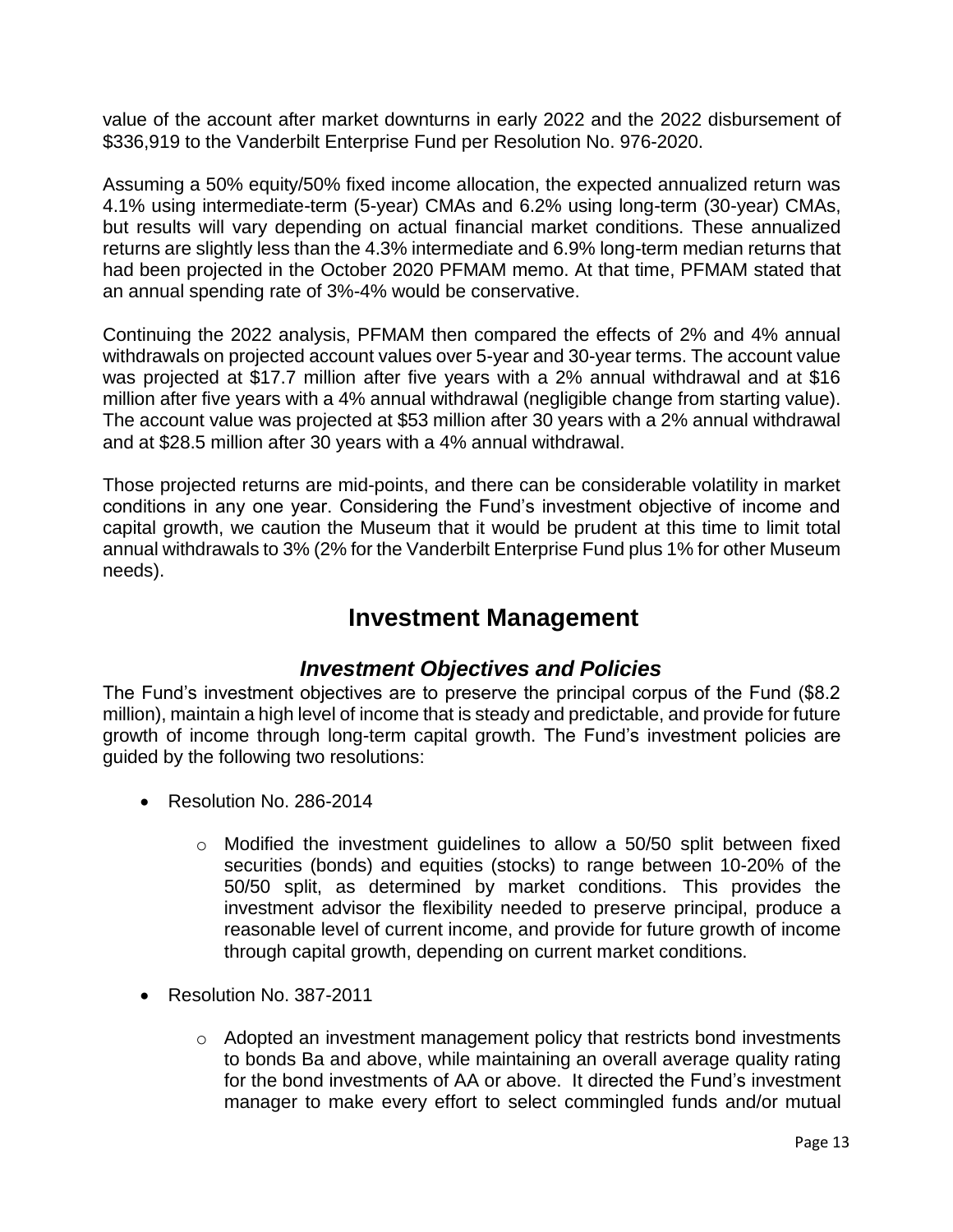value of the account after market downturns in early 2022 and the 2022 disbursement of $336,919 to the Vanderbilt Enterprise Fund per Resolution No. 976-2020.

Assuming a 50% equity/50% fixed income allocation, the expected annualized return was 4.1% using intermediate-term (5-year) CMAs and 6.2% using long-term (30-year) CMAs, but results will vary depending on actual financial market conditions. These annualized returns are slightly less than the 4.3% intermediate and 6.9% long-term median returns that had been projected in the October 2020 PFMAM memo. At that time, PFMAM stated that an annual spending rate of 3%-4% would be conservative.

Continuing the 2022 analysis, PFMAM then compared the effects of 2% and 4% annual withdrawals on projected account values over 5-year and 30-year terms. The account value was projected at $17.7 million after five years with a 2% annual withdrawal and at $16 million after five years with a 4% annual withdrawal (negligible change from starting value). The account value was projected at $53 million after 30 years with a 2% annual withdrawal and at $28.5 million after 30 years with a 4% annual withdrawal.

Those projected returns are mid-points, and there can be considerable volatility in market conditions in any one year. Considering the Fund's investment objective of income and capital growth, we caution the Museum that it would be prudent at this time to limit total annual withdrawals to 3% (2% for the Vanderbilt Enterprise Fund plus 1% for other Museum needs).

## Investment Management

### *Investment Objectives and Policies*

The Fund's investment objectives are to preserve the principal corpus of the Fund ($8.2 million), maintain a high level of income that is steady and predictable, and provide for future growth of income through long-term capital growth. The Fund's investment policies are guided by the following two resolutions:

- Resolution No. 286-2014
    - Modified the investment guidelines to allow a 50/50 split between fixed securities (bonds) and equities (stocks) to range between 10-20% of the 50/50 split, as determined by market conditions. This provides the investment advisor the flexibility needed to preserve principal, produce a reasonable level of current income, and provide for future growth of income through capital growth, depending on current market conditions.
- Resolution No. 387-2011
    - Adopted an investment management policy that restricts bond investments to bonds Ba and above, while maintaining an overall average quality rating for the bond investments of AA or above. It directed the Fund's investment manager to make every effort to select commingled funds and/or mutual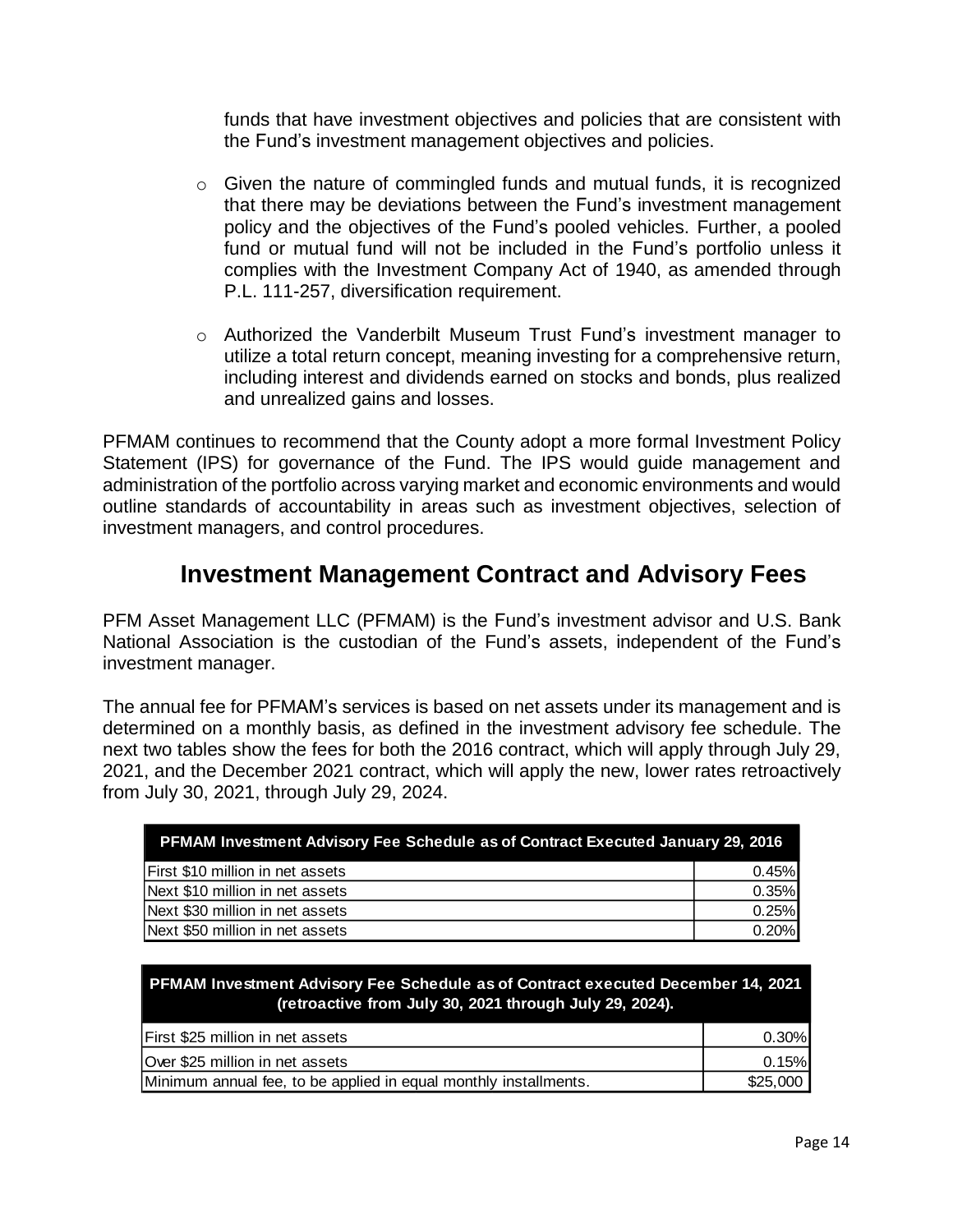funds that have investment objectives and policies that are consistent with the Fund's investment management objectives and policies.

- Given the nature of commingled funds and mutual funds, it is recognized that there may be deviations between the Fund's investment management policy and the objectives of the Fund's pooled vehicles. Further, a pooled fund or mutual fund will not be included in the Fund's portfolio unless it complies with the Investment Company Act of 1940, as amended through P.L. 111-257, diversification requirement.

- Authorized the Vanderbilt Museum Trust Fund's investment manager to utilize a total return concept, meaning investing for a comprehensive return, including interest and dividends earned on stocks and bonds, plus realized and unrealized gains and losses.

PFMAM continues to recommend that the County adopt a more formal Investment Policy Statement (IPS) for governance of the Fund. The IPS would guide management and administration of the portfolio across varying market and economic environments and would outline standards of accountability in areas such as investment objectives, selection of investment managers, and control procedures.

## Investment Management Contract and Advisory Fees

PFM Asset Management LLC (PFMAM) is the Fund's investment advisor and U.S. Bank National Association is the custodian of the Fund's assets, independent of the Fund's investment manager.

The annual fee for PFMAM's services is based on net assets under its management and is determined on a monthly basis, as defined in the investment advisory fee schedule. The next two tables show the fees for both the 2016 contract, which will apply through July 29, 2021, and the December 2021 contract, which will apply the new, lower rates retroactively from July 30, 2021, through July 29, 2024.

| PFMAM Investment Advisory Fee Schedule as of Contract Executed January 29, 2016 | |
|---|---|
| First $10 million in net assets | 0.45% |
| Next $10 million in net assets | 0.35% |
| Next $30 million in net assets | 0.25% |
| Next $50 million in net assets | 0.20% |

| PFMAM Investment Advisory Fee Schedule as of Contract executed December 14, 2021 (retroactive from July 30, 2021 through July 29, 2024). | |
|---|---|
| First $25 million in net assets | 0.30% |
| Over $25 million in net assets | 0.15% |
| Minimum annual fee, to be applied in equal monthly installments. | $25,000 |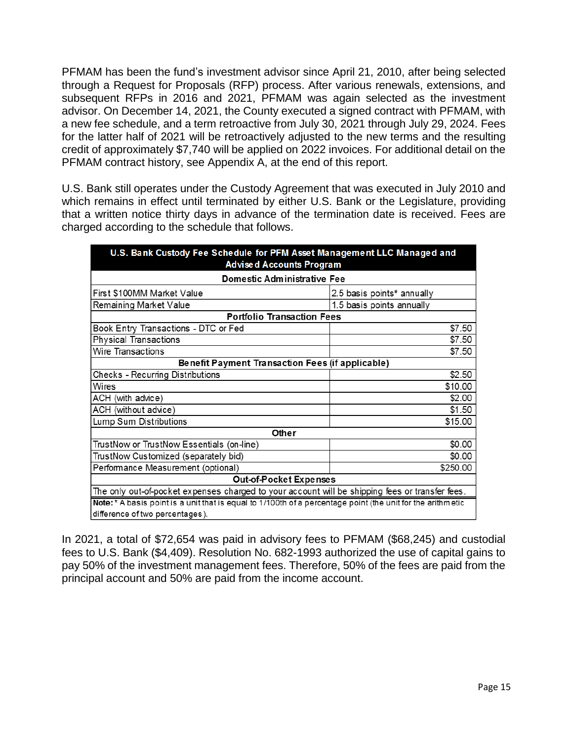PFMAM has been the fund's investment advisor since April 21, 2010, after being selected through a Request for Proposals (RFP) process. After various renewals, extensions, and subsequent RFPs in 2016 and 2021, PFMAM was again selected as the investment advisor. On December 14, 2021, the County executed a signed contract with PFMAM, with a new fee schedule, and a term retroactive from July 30, 2021 through July 29, 2024. Fees for the latter half of 2021 will be retroactively adjusted to the new terms and the resulting credit of approximately $7,740 will be applied on 2022 invoices. For additional detail on the PFMAM contract history, see Appendix A, at the end of this report.

U.S. Bank still operates under the Custody Agreement that was executed in July 2010 and which remains in effect until terminated by either U.S. Bank or the Legislature, providing that a written notice thirty days in advance of the termination date is received. Fees are charged according to the schedule that follows.

| U.S. Bank Custody Fee Schedule for PFM Asset Management LLC Managed and Advised Accounts Program | |
|---|---|
| **Domestic Administrative Fee** | |
| First $100MM Market Value | 2.5 basis points* annually |
| Remaining Market Value | 1.5 basis points annually |
| **Portfolio Transaction Fees** | |
| Book Entry Transactions - DTC or Fed | $7.50 |
| Physical Transactions | $7.50 |
| Wire Transactions | $7.50 |
| **Benefit Payment Transaction Fees (if applicable)** | |
| Checks - Recurring Distributions | $2.50 |
| Wires | $10.00 |
| ACH (with advice) | $2.00 |
| ACH (without advice) | $1.50 |
| Lump Sum Distributions | $15.00 |
| **Other** | |
| TrustNow or TrustNow Essentials (on-line) | $0.00 |
| TrustNow Customized (separately bid) | $0.00 |
| Performance Measurement (optional) | $250.00 |
| **Out-of-Pocket Expenses** | |
| The only out-of-pocket expenses charged to your account will be shipping fees or transfer fees. | |
| **Note:** * A basis point is a unit that is equal to 1/100th of a percentage point (the unit for the arithmetic difference of two percentages). | |

In 2021, a total of $72,654 was paid in advisory fees to PFMAM ($68,245) and custodial fees to U.S. Bank ($4,409). Resolution No. 682-1993 authorized the use of capital gains to pay 50% of the investment management fees. Therefore, 50% of the fees are paid from the principal account and 50% are paid from the income account.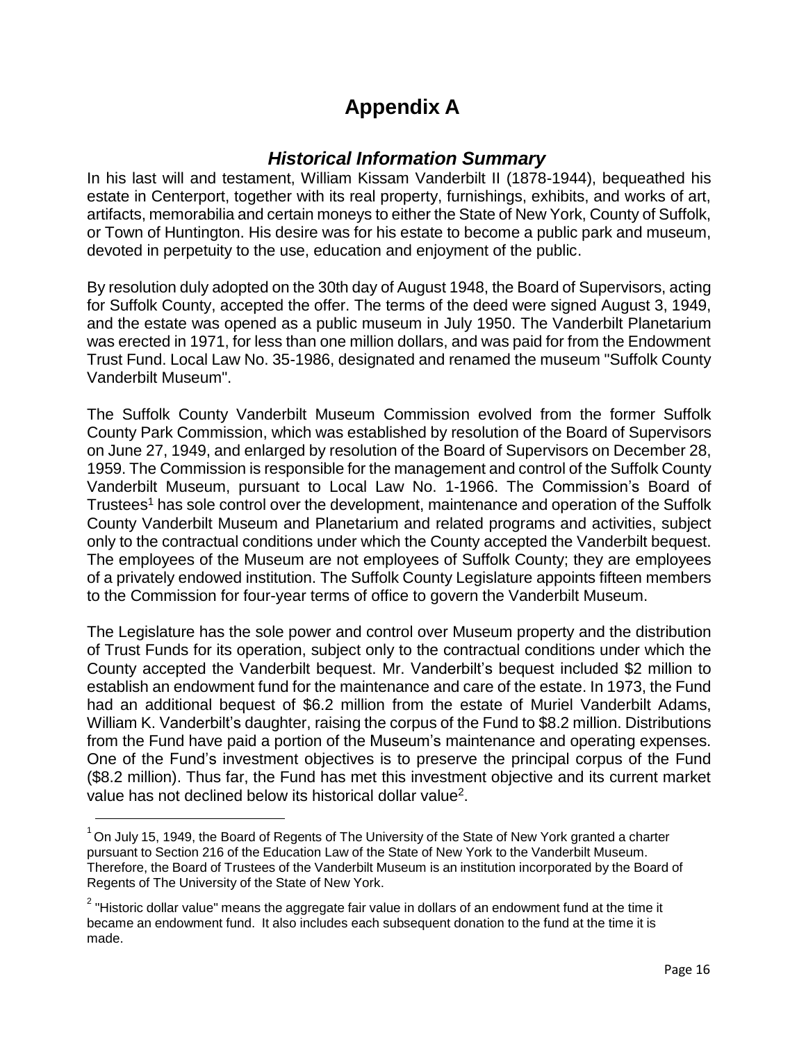# Appendix A

## *Historical Information Summary*

In his last will and testament, William Kissam Vanderbilt II (1878-1944), bequeathed his estate in Centerport, together with its real property, furnishings, exhibits, and works of art, artifacts, memorabilia and certain moneys to either the State of New York, County of Suffolk, or Town of Huntington. His desire was for his estate to become a public park and museum, devoted in perpetuity to the use, education and enjoyment of the public.

By resolution duly adopted on the 30th day of August 1948, the Board of Supervisors, acting for Suffolk County, accepted the offer. The terms of the deed were signed August 3, 1949, and the estate was opened as a public museum in July 1950. The Vanderbilt Planetarium was erected in 1971, for less than one million dollars, and was paid for from the Endowment Trust Fund. Local Law No. 35-1986, designated and renamed the museum "Suffolk County Vanderbilt Museum".

The Suffolk County Vanderbilt Museum Commission evolved from the former Suffolk County Park Commission, which was established by resolution of the Board of Supervisors on June 27, 1949, and enlarged by resolution of the Board of Supervisors on December 28, 1959. The Commission is responsible for the management and control of the Suffolk County Vanderbilt Museum, pursuant to Local Law No. 1-1966. The Commission's Board of Trustees[1] has sole control over the development, maintenance and operation of the Suffolk County Vanderbilt Museum and Planetarium and related programs and activities, subject only to the contractual conditions under which the County accepted the Vanderbilt bequest. The employees of the Museum are not employees of Suffolk County; they are employees of a privately endowed institution. The Suffolk County Legislature appoints fifteen members to the Commission for four-year terms of office to govern the Vanderbilt Museum.

The Legislature has the sole power and control over Museum property and the distribution of Trust Funds for its operation, subject only to the contractual conditions under which the County accepted the Vanderbilt bequest. Mr. Vanderbilt's bequest included $2 million to establish an endowment fund for the maintenance and care of the estate. In 1973, the Fund had an additional bequest of $6.2 million from the estate of Muriel Vanderbilt Adams, William K. Vanderbilt's daughter, raising the corpus of the Fund to $8.2 million. Distributions from the Fund have paid a portion of the Museum's maintenance and operating expenses. One of the Fund's investment objectives is to preserve the principal corpus of the Fund ($8.2 million). Thus far, the Fund has met this investment objective and its current market value has not declined below its historical dollar value[2].

---

[1] On July 15, 1949, the Board of Regents of The University of the State of New York granted a charter pursuant to Section 216 of the Education Law of the State of New York to the Vanderbilt Museum. Therefore, the Board of Trustees of the Vanderbilt Museum is an institution incorporated by the Board of Regents of The University of the State of New York.

[2] "Historic dollar value" means the aggregate fair value in dollars of an endowment fund at the time it became an endowment fund. It also includes each subsequent donation to the fund at the time it is made.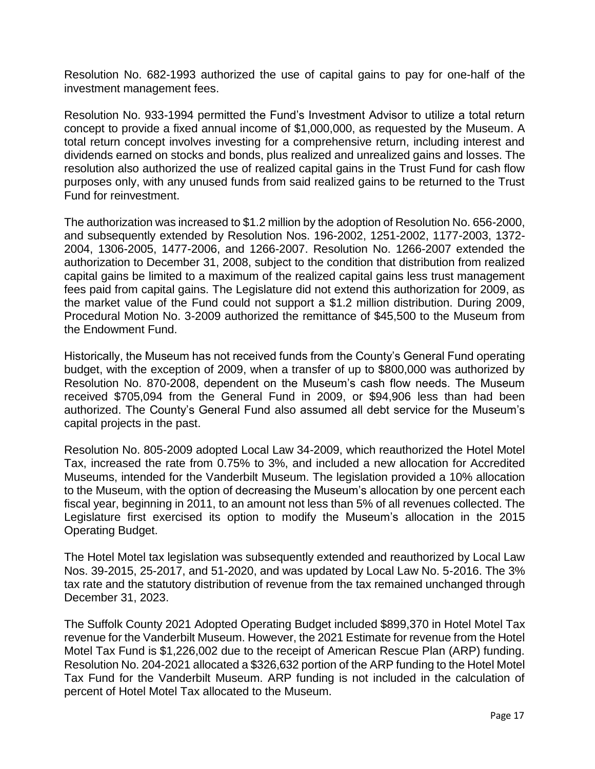Resolution No. 682-1993 authorized the use of capital gains to pay for one-half of the investment management fees.

Resolution No. 933-1994 permitted the Fund's Investment Advisor to utilize a total return concept to provide a fixed annual income of $1,000,000, as requested by the Museum. A total return concept involves investing for a comprehensive return, including interest and dividends earned on stocks and bonds, plus realized and unrealized gains and losses. The resolution also authorized the use of realized capital gains in the Trust Fund for cash flow purposes only, with any unused funds from said realized gains to be returned to the Trust Fund for reinvestment.

The authorization was increased to $1.2 million by the adoption of Resolution No. 656-2000, and subsequently extended by Resolution Nos. 196-2002, 1251-2002, 1177-2003, 1372-2004, 1306-2005, 1477-2006, and 1266-2007. Resolution No. 1266-2007 extended the authorization to December 31, 2008, subject to the condition that distribution from realized capital gains be limited to a maximum of the realized capital gains less trust management fees paid from capital gains. The Legislature did not extend this authorization for 2009, as the market value of the Fund could not support a $1.2 million distribution. During 2009, Procedural Motion No. 3-2009 authorized the remittance of $45,500 to the Museum from the Endowment Fund.

Historically, the Museum has not received funds from the County's General Fund operating budget, with the exception of 2009, when a transfer of up to $800,000 was authorized by Resolution No. 870-2008, dependent on the Museum's cash flow needs. The Museum received $705,094 from the General Fund in 2009, or $94,906 less than had been authorized. The County's General Fund also assumed all debt service for the Museum's capital projects in the past.

Resolution No. 805-2009 adopted Local Law 34-2009, which reauthorized the Hotel Motel Tax, increased the rate from 0.75% to 3%, and included a new allocation for Accredited Museums, intended for the Vanderbilt Museum. The legislation provided a 10% allocation to the Museum, with the option of decreasing the Museum's allocation by one percent each fiscal year, beginning in 2011, to an amount not less than 5% of all revenues collected. The Legislature first exercised its option to modify the Museum's allocation in the 2015 Operating Budget.

The Hotel Motel tax legislation was subsequently extended and reauthorized by Local Law Nos. 39-2015, 25-2017, and 51-2020, and was updated by Local Law No. 5-2016. The 3% tax rate and the statutory distribution of revenue from the tax remained unchanged through December 31, 2023.

The Suffolk County 2021 Adopted Operating Budget included $899,370 in Hotel Motel Tax revenue for the Vanderbilt Museum. However, the 2021 Estimate for revenue from the Hotel Motel Tax Fund is $1,226,002 due to the receipt of American Rescue Plan (ARP) funding. Resolution No. 204-2021 allocated a $326,632 portion of the ARP funding to the Hotel Motel Tax Fund for the Vanderbilt Museum. ARP funding is not included in the calculation of percent of Hotel Motel Tax allocated to the Museum.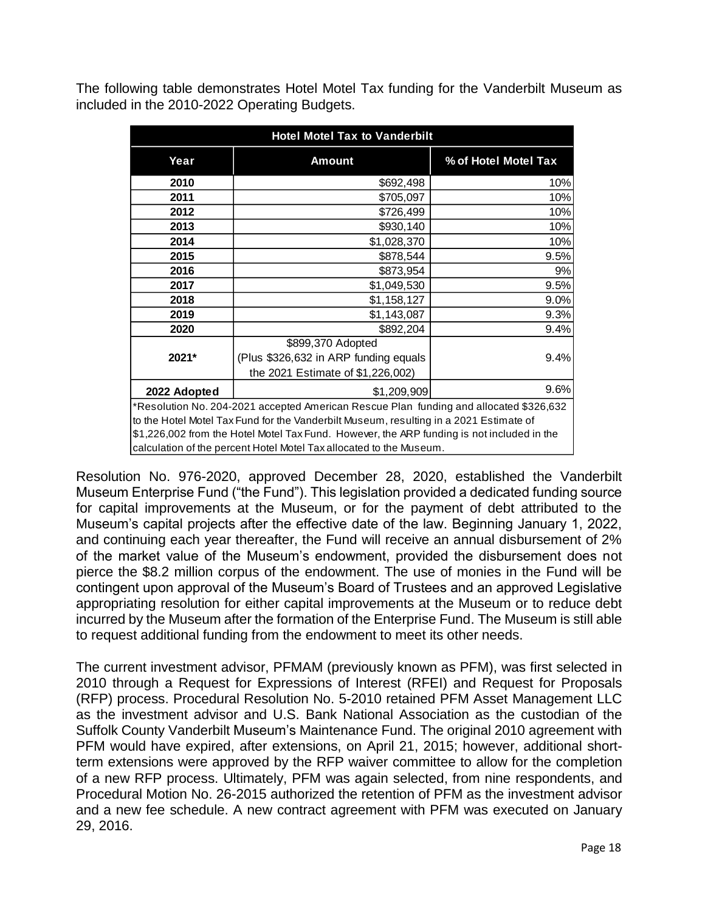The following table demonstrates Hotel Motel Tax funding for the Vanderbilt Museum as included in the 2010-2022 Operating Budgets.

| Hotel Motel Tax to Vanderbilt | | |
|---|---|---|
| **Year** | **Amount** | **% of Hotel Motel Tax** |
| **2010** | $692,498 | 10% |
| **2011** | $705,097 | 10% |
| **2012** | $726,499 | 10% |
| **2013** | $930,140 | 10% |
| **2014** | $1,028,370 | 10% |
| **2015** | $878,544 | 9.5% |
| **2016** | $873,954 | 9% |
| **2017** | $1,049,530 | 9.5% |
| **2018** | $1,158,127 | 9.0% |
| **2019** | $1,143,087 | 9.3% |
| **2020** | $892,204 | 9.4% |
| **2021*** | $899,370 Adopted (Plus $326,632 in ARP funding equals the 2021 Estimate of $1,226,002) | 9.4% |
| **2022 Adopted** | $1,209,909 | 9.6% |

*Resolution No. 204-2021 accepted American Rescue Plan funding and allocated $326,632 to the Hotel Motel Tax Fund for the Vanderbilt Museum, resulting in a 2021 Estimate of $1,226,002 from the Hotel Motel Tax Fund. However, the ARP funding is not included in the calculation of the percent Hotel Motel Tax allocated to the Museum.

Resolution No. 976-2020, approved December 28, 2020, established the Vanderbilt Museum Enterprise Fund ("the Fund"). This legislation provided a dedicated funding source for capital improvements at the Museum, or for the payment of debt attributed to the Museum's capital projects after the effective date of the law. Beginning January 1, 2022, and continuing each year thereafter, the Fund will receive an annual disbursement of 2% of the market value of the Museum's endowment, provided the disbursement does not pierce the $8.2 million corpus of the endowment. The use of monies in the Fund will be contingent upon approval of the Museum's Board of Trustees and an approved Legislative appropriating resolution for either capital improvements at the Museum or to reduce debt incurred by the Museum after the formation of the Enterprise Fund. The Museum is still able to request additional funding from the endowment to meet its other needs.

The current investment advisor, PFMAM (previously known as PFM), was first selected in 2010 through a Request for Expressions of Interest (RFEI) and Request for Proposals (RFP) process. Procedural Resolution No. 5-2010 retained PFM Asset Management LLC as the investment advisor and U.S. Bank National Association as the custodian of the Suffolk County Vanderbilt Museum's Maintenance Fund. The original 2010 agreement with PFM would have expired, after extensions, on April 21, 2015; however, additional short-term extensions were approved by the RFP waiver committee to allow for the completion of a new RFP process. Ultimately, PFM was again selected, from nine respondents, and Procedural Motion No. 26-2015 authorized the retention of PFM as the investment advisor and a new fee schedule. A new contract agreement with PFM was executed on January 29, 2016.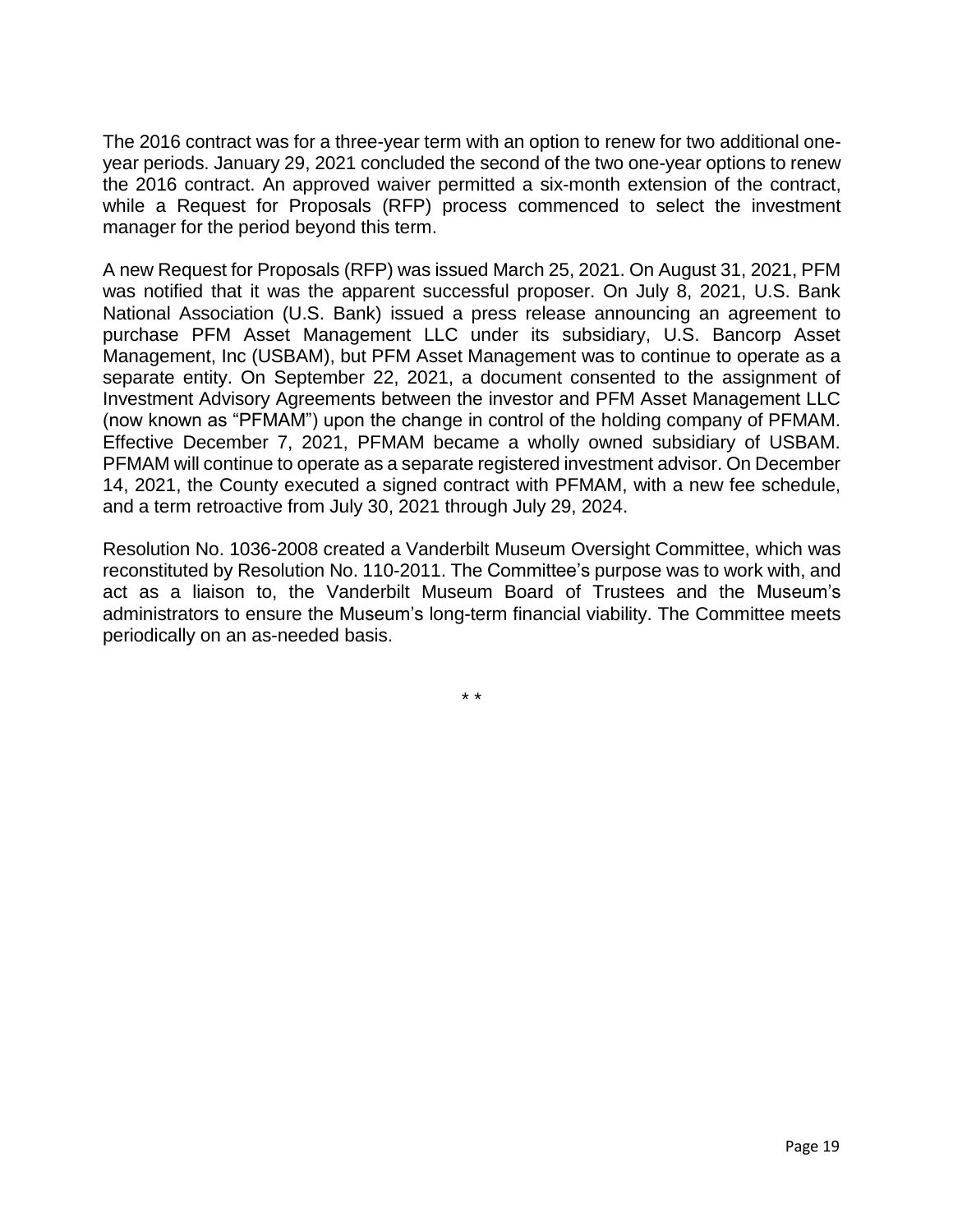The 2016 contract was for a three-year term with an option to renew for two additional one-year periods. January 29, 2021 concluded the second of the two one-year options to renew the 2016 contract. An approved waiver permitted a six-month extension of the contract, while a Request for Proposals (RFP) process commenced to select the investment manager for the period beyond this term.

A new Request for Proposals (RFP) was issued March 25, 2021. On August 31, 2021, PFM was notified that it was the apparent successful proposer. On July 8, 2021, U.S. Bank National Association (U.S. Bank) issued a press release announcing an agreement to purchase PFM Asset Management LLC under its subsidiary, U.S. Bancorp Asset Management, Inc (USBAM), but PFM Asset Management was to continue to operate as a separate entity. On September 22, 2021, a document consented to the assignment of Investment Advisory Agreements between the investor and PFM Asset Management LLC (now known as "PFMAM") upon the change in control of the holding company of PFMAM. Effective December 7, 2021, PFMAM became a wholly owned subsidiary of USBAM. PFMAM will continue to operate as a separate registered investment advisor. On December 14, 2021, the County executed a signed contract with PFMAM, with a new fee schedule, and a term retroactive from July 30, 2021 through July 29, 2024.

Resolution No. 1036-2008 created a Vanderbilt Museum Oversight Committee, which was reconstituted by Resolution No. 110-2011. The Committee's purpose was to work with, and act as a liaison to, the Vanderbilt Museum Board of Trustees and the Museum's administrators to ensure the Museum's long-term financial viability. The Committee meets periodically on an as-needed basis.

* *